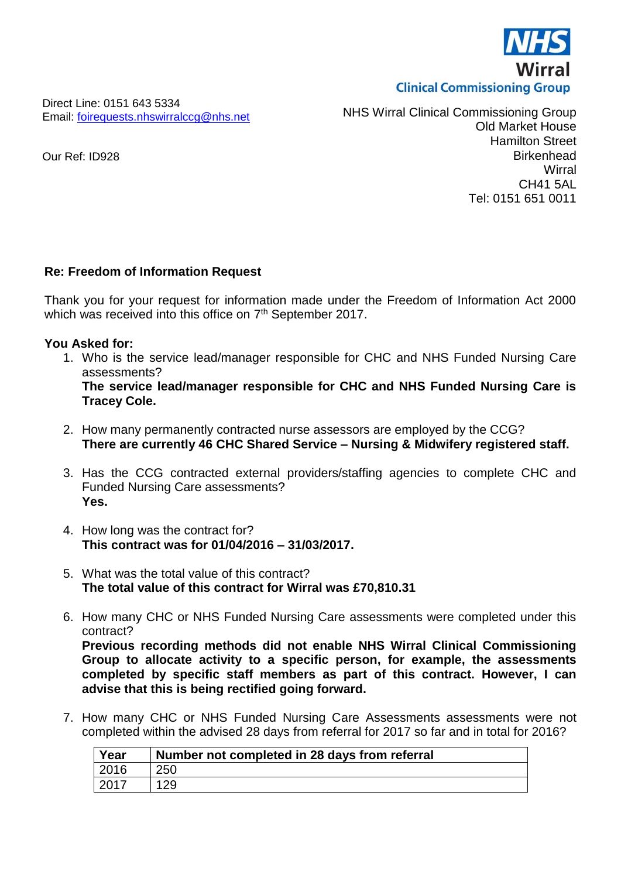NHS
Wirral
Clinical Commissioning Group

Direct Line: 0151 643 5334
Email: foirequests.nhswirralccg@nhs.net

Our Ref: ID928

NHS Wirral Clinical Commissioning Group
Old Market House
Hamilton Street
Birkenhead
Wirral
CH41 5AL
Tel: 0151 651 0011

**Re: Freedom of Information Request**

Thank you for your request for information made under the Freedom of Information Act 2000 which was received into this office on 7th September 2017.

**You Asked for:**

1. Who is the service lead/manager responsible for CHC and NHS Funded Nursing Care assessments?
   **The service lead/manager responsible for CHC and NHS Funded Nursing Care is Tracey Cole.**

2. How many permanently contracted nurse assessors are employed by the CCG?
   **There are currently 46 CHC Shared Service – Nursing & Midwifery registered staff.**

3. Has the CCG contracted external providers/staffing agencies to complete CHC and Funded Nursing Care assessments?
   **Yes.**

4. How long was the contract for?
   **This contract was for 01/04/2016 – 31/03/2017.**

5. What was the total value of this contract?
   **The total value of this contract for Wirral was £70,810.31**

6. How many CHC or NHS Funded Nursing Care assessments were completed under this contract?
   **Previous recording methods did not enable NHS Wirral Clinical Commissioning Group to allocate activity to a specific person, for example, the assessments completed by specific staff members as part of this contract. However, I can advise that this is being rectified going forward.**

7. How many CHC or NHS Funded Nursing Care Assessments assessments were not completed within the advised 28 days from referral for 2017 so far and in total for 2016?

| Year | Number not completed in 28 days from referral |
|---|---|
| 2016 | 250 |
| 2017 | 129 |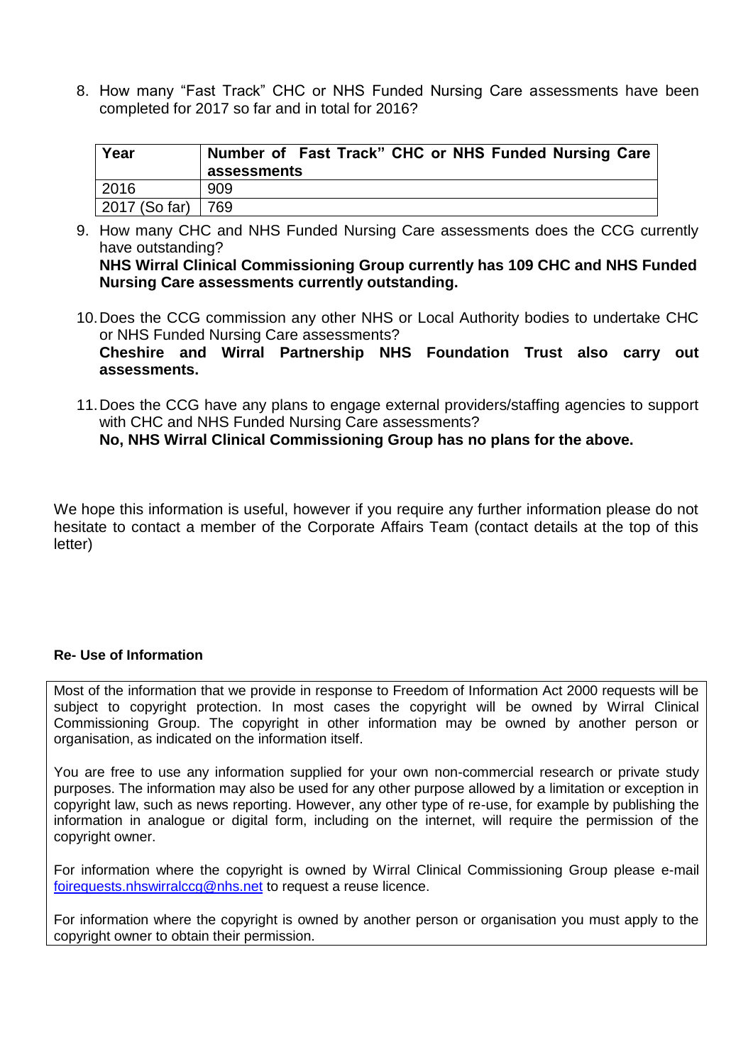8. How many "Fast Track" CHC or NHS Funded Nursing Care assessments have been completed for 2017 so far and in total for 2016?

| **Year** | **Number of Fast Track" CHC or NHS Funded Nursing Care assessments** |
| --- | --- |
| 2016 | 909 |
| 2017 (So far) | 769 |

9. How many CHC and NHS Funded Nursing Care assessments does the CCG currently have outstanding?
   **NHS Wirral Clinical Commissioning Group currently has 109 CHC and NHS Funded Nursing Care assessments currently outstanding.**

10. Does the CCG commission any other NHS or Local Authority bodies to undertake CHC or NHS Funded Nursing Care assessments?
    **Cheshire and Wirral Partnership NHS Foundation Trust also carry out assessments.**

11. Does the CCG have any plans to engage external providers/staffing agencies to support with CHC and NHS Funded Nursing Care assessments?
    **No, NHS Wirral Clinical Commissioning Group has no plans for the above.**

We hope this information is useful, however if you require any further information please do not hesitate to contact a member of the Corporate Affairs Team (contact details at the top of this letter)

**Re- Use of Information**

Most of the information that we provide in response to Freedom of Information Act 2000 requests will be subject to copyright protection. In most cases the copyright will be owned by Wirral Clinical Commissioning Group. The copyright in other information may be owned by another person or organisation, as indicated on the information itself.

You are free to use any information supplied for your own non-commercial research or private study purposes. The information may also be used for any other purpose allowed by a limitation or exception in copyright law, such as news reporting. However, any other type of re-use, for example by publishing the information in analogue or digital form, including on the internet, will require the permission of the copyright owner.

For information where the copyright is owned by Wirral Clinical Commissioning Group please e-mail foirequests.nhswirralccg@nhs.net to request a reuse licence.

For information where the copyright is owned by another person or organisation you must apply to the copyright owner to obtain their permission.